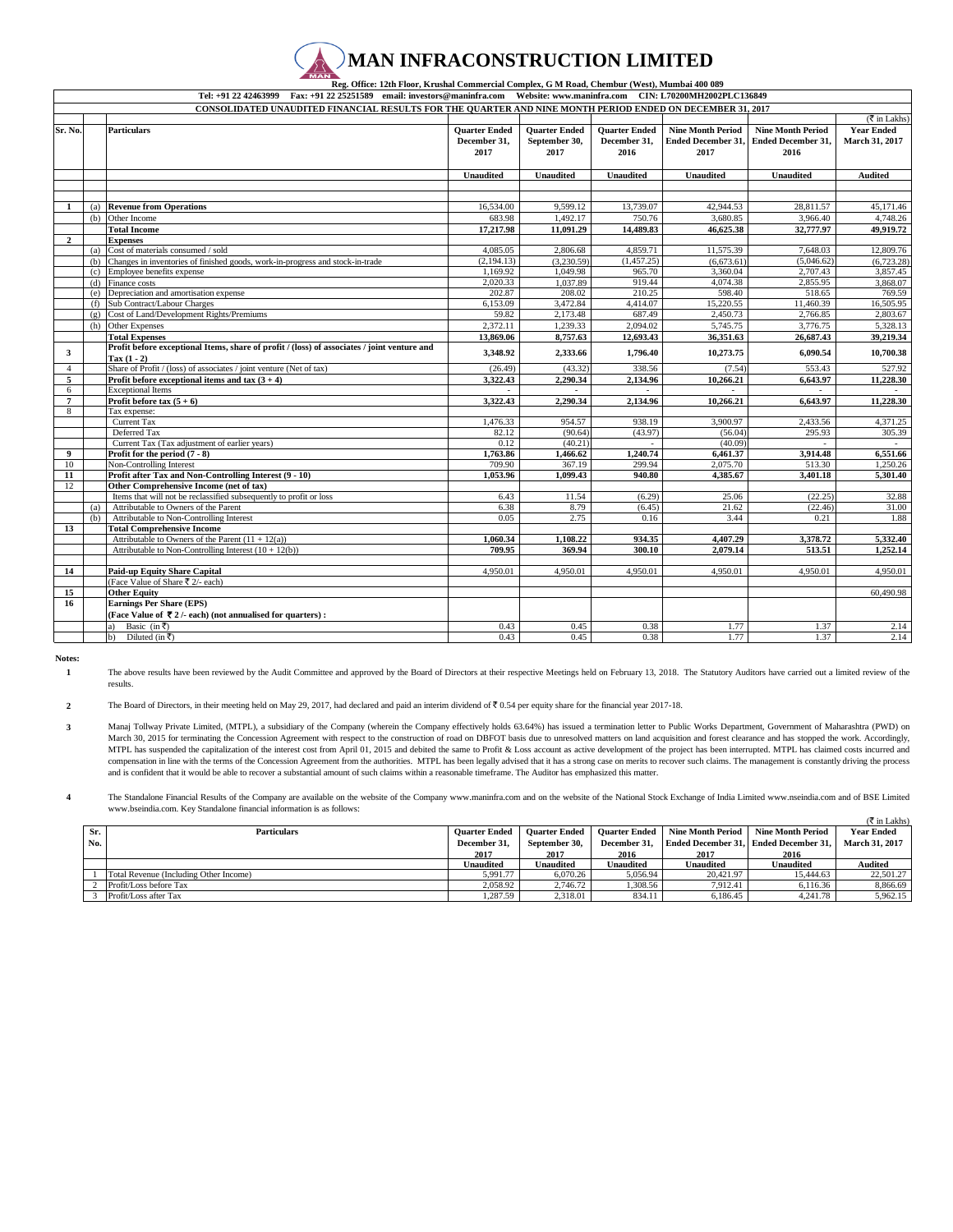# MAN INFRACONSTRUCTION LIMITED

Reg. Office: 12th Floor, Krushal Commercial Complex, G M Road, Chembur (West), Mumbai 400 089

Tel: +91 22 42463999 Fax: +91 22 25251589 email: investors@maninfra.com Website: www.maninfra.com CIN: L70200MH2002PLC136849

**CONSOLIDATED UNAUDITED FINANCIAL RESULTS FOR THE QUARTER AND NINE MONTH PERIOD ENDED ON DECEMBER 31, 2017**

(₹ in Lakhs)

| Sr. No. | | Particulars | Quarter Ended December 31, 2017 | Quarter Ended September 30, 2017 | Quarter Ended December 31, 2016 | Nine Month Period Ended December 31, 2017 | Nine Month Period Ended December 31, 2016 | Year Ended March 31, 2017 |
|---|---|---|---|---|---|---|---|---|
| | | | Unaudited | Unaudited | Unaudited | Unaudited | Unaudited | Audited |
| 1 | (a) | **Revenue from Operations** | 16,534.00 | 9,599.12 | 13,739.07 | 42,944.53 | 28,811.57 | 45,171.46 |
| | (b) | Other Income | 683.98 | 1,492.17 | 750.76 | 3,680.85 | 3,966.40 | 4,748.26 |
| | | **Total Income** | **17,217.98** | **11,091.29** | **14,489.83** | **46,625.38** | **32,777.97** | **49,919.72** |
| 2 | | **Expenses** | | | | | | |
| | (a) | Cost of materials consumed / sold | 4,085.05 | 2,806.68 | 4,859.71 | 11,575.39 | 7,648.03 | 12,809.76 |
| | (b) | Changes in inventories of finished goods, work-in-progress and stock-in-trade | (2,194.13) | (3,230.59) | (1,457.25) | (6,673.61) | (5,046.62) | (6,723.28) |
| | (c) | Employee benefits expense | 1,169.92 | 1,049.98 | 965.70 | 3,360.04 | 2,707.43 | 3,857.45 |
| | (d) | Finance costs | 2,020.33 | 1,037.89 | 919.44 | 4,074.38 | 2,855.95 | 3,868.07 |
| | (e) | Depreciation and amortisation expense | 202.87 | 208.02 | 210.25 | 598.40 | 518.65 | 769.59 |
| | (f) | Sub Contract/Labour Charges | 6,153.09 | 3,472.84 | 4,414.07 | 15,220.55 | 11,460.39 | 16,505.95 |
| | (g) | Cost of Land/Development Rights/Premiums | 59.82 | 2,173.48 | 687.49 | 2,450.73 | 2,766.85 | 2,803.67 |
| | (h) | Other Expenses | 2,372.11 | 1,239.33 | 2,094.02 | 5,745.75 | 3,776.75 | 5,328.13 |
| | | **Total Expenses** | **13,869.06** | **8,757.63** | **12,693.43** | **36,351.63** | **26,687.43** | **39,219.34** |
| 3 | | **Profit before exceptional Items, share of profit / (loss) of associates / joint venture and Tax (1 - 2)** | **3,348.92** | **2,333.66** | **1,796.40** | **10,273.75** | **6,090.54** | **10,700.38** |
| 4 | | Share of Profit / (loss) of associates / joint venture (Net of tax) | (26.49) | (43.32) | 338.56 | (7.54) | 553.43 | 527.92 |
| 5 | | **Profit before exceptional items and tax (3 + 4)** | **3,322.43** | **2,290.34** | **2,134.96** | **10,266.21** | **6,643.97** | **11,228.30** |
| 6 | | Exceptional Items | - | - | - | - | - | - |
| 7 | | **Profit before tax (5 + 6)** | **3,322.43** | **2,290.34** | **2,134.96** | **10,266.21** | **6,643.97** | **11,228.30** |
| 8 | | Tax expense: | | | | | | |
| | | Current Tax | 1,476.33 | 954.57 | 938.19 | 3,900.97 | 2,433.56 | 4,371.25 |
| | | Deferred Tax | 82.12 | (90.64) | (43.97) | (56.04) | 295.93 | 305.39 |
| | | Current Tax (Tax adjustment of earlier years) | 0.12 | (40.21) | - | (40.09) | - | - |
| 9 | | **Profit for the period (7 - 8)** | **1,763.86** | **1,466.62** | **1,240.74** | **6,461.37** | **3,914.48** | **6,551.66** |
| 10 | | Non-Controlling Interest | 709.90 | 367.19 | 299.94 | 2,075.70 | 513.30 | 1,250.26 |
| 11 | | **Profit after Tax and Non-Controlling Interest (9 - 10)** | **1,053.96** | **1,099.43** | **940.80** | **4,385.67** | **3,401.18** | **5,301.40** |
| 12 | | **Other Comprehensive Income (net of tax)** | | | | | | |
| | | Items that will not be reclassified subsequently to profit or loss | 6.43 | 11.54 | (6.29) | 25.06 | (22.25) | 32.88 |
| | (a) | Attributable to Owners of the Parent | 6.38 | 8.79 | (6.45) | 21.62 | (22.46) | 31.00 |
| | (b) | Attributable to Non-Controlling Interest | 0.05 | 2.75 | 0.16 | 3.44 | 0.21 | 1.88 |
| 13 | | **Total Comprehensive Income** | | | | | | |
| | | Attributable to Owners of the Parent (11 + 12(a)) | **1,060.34** | **1,108.22** | **934.35** | **4,407.29** | **3,378.72** | **5,332.40** |
| | | Attributable to Non-Controlling Interest (10 + 12(b)) | **709.95** | **369.94** | **300.10** | **2,079.14** | **513.51** | **1,252.14** |
| 14 | | **Paid-up Equity Share Capital** | 4,950.01 | 4,950.01 | 4,950.01 | 4,950.01 | 4,950.01 | 4,950.01 |
| | | (Face Value of Share ₹ 2/- each) | | | | | | |
| 15 | | **Other Equity** | | | | | | 60,490.98 |
| 16 | | **Earnings Per Share (EPS)** | | | | | | |
| | | **(Face Value of ₹ 2 /- each) (not annualised for quarters) :** | | | | | | |
| | | a) Basic (in ₹) | 0.43 | 0.45 | 0.38 | 1.77 | 1.37 | 2.14 |
| | | b) Diluted (in ₹) | 0.43 | 0.45 | 0.38 | 1.77 | 1.37 | 2.14 |

**Notes:**

1. The above results have been reviewed by the Audit Committee and approved by the Board of Directors at their respective Meetings held on February 13, 2018. The Statutory Auditors have carried out a limited review of the results.

2. The Board of Directors, in their meeting held on May 29, 2017, had declared and paid an interim dividend of ₹ 0.54 per equity share for the financial year 2017-18.

3. Manaj Tollway Private Limited, (MTPL), a subsidiary of the Company (wherein the Company effectively holds 63.64%) has issued a termination letter to Public Works Department, Government of Maharashtra (PWD) on March 30, 2015 for terminating the Concession Agreement with respect to the construction of road on DBFOT basis due to unresolved matters on land acquisition and forest clearance and has stopped the work. Accordingly, MTPL has suspended the capitalization of the interest cost from April 01, 2015 and debited the same to Profit & Loss account as active development of the project has been interrupted. MTPL has claimed costs incurred and compensation in line with the terms of the Concession Agreement from the authorities. MTPL has been legally advised that it has a strong case on merits to recover such claims. The management is constantly driving the process and is confident that it would be able to recover a substantial amount of such claims within a reasonable timeframe. The Auditor has emphasized this matter.

4. The Standalone Financial Results of the Company are available on the website of the Company www.maninfra.com and on the website of the National Stock Exchange of India Limited www.nseindia.com and of BSE Limited www.bseindia.com. Key Standalone financial information is as follows:

(₹ in Lakhs)

| Sr. No. | Particulars | Quarter Ended December 31, 2017 | Quarter Ended September 30, 2017 | Quarter Ended December 31, 2016 | Nine Month Period Ended December 31, 2017 | Nine Month Period Ended December 31, 2016 | Year Ended March 31, 2017 |
|---|---|---|---|---|---|---|---|
| | | Unaudited | Unaudited | Unaudited | Unaudited | Unaudited | Audited |
| 1 | Total Revenue (Including Other Income) | 5,991.77 | 6,070.26 | 5,056.94 | 20,421.97 | 15,444.63 | 22,501.27 |
| 2 | Profit/Loss before Tax | 2,058.92 | 2,746.72 | 1,308.56 | 7,912.41 | 6,116.36 | 8,866.69 |
| 3 | Profit/Loss after Tax | 1,287.59 | 2,318.01 | 834.11 | 6,186.45 | 4,241.78 | 5,962.15 |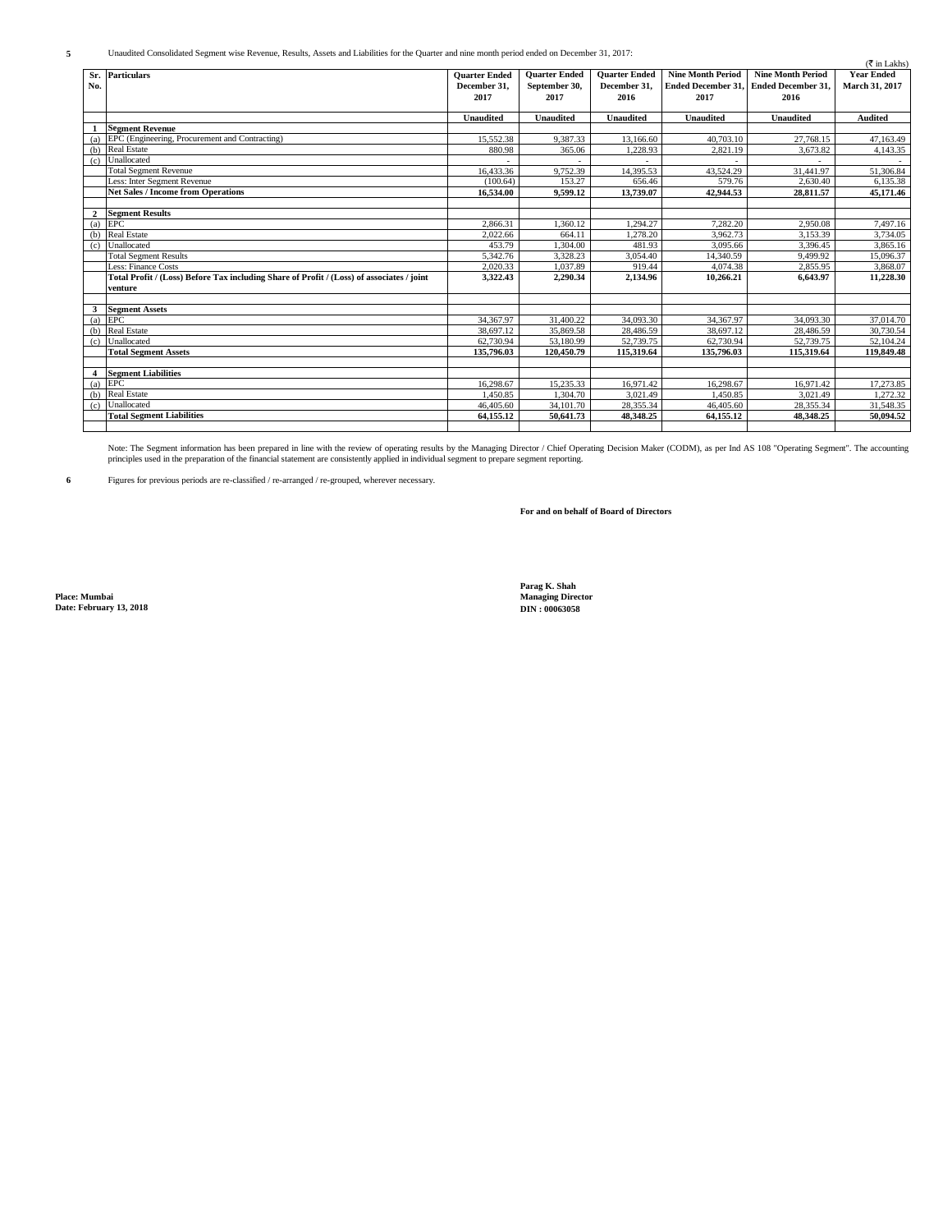5 Unaudited Consolidated Segment wise Revenue, Results, Assets and Liabilities for the Quarter and nine month period ended on December 31, 2017:

(₹ in Lakhs)

| Sr. No. | Particulars | Quarter Ended December 31, 2017 | Quarter Ended September 30, 2017 | Quarter Ended December 31, 2016 | Nine Month Period Ended December 31, 2017 | Nine Month Period Ended December 31, 2016 | Year Ended March 31, 2017 |
|---|---|---|---|---|---|---|---|
| | | **Unaudited** | **Unaudited** | **Unaudited** | **Unaudited** | **Unaudited** | **Audited** |
| **1** | **Segment Revenue** | | | | | | |
| (a) | EPC (Engineering, Procurement and Contracting) | 15,552.38 | 9,387.33 | 13,166.60 | 40,703.10 | 27,768.15 | 47,163.49 |
| (b) | Real Estate | 880.98 | 365.06 | 1,228.93 | 2,821.19 | 3,673.82 | 4,143.35 |
| (c) | Unallocated | - | - | - | - | - | - |
| | Total Segment Revenue | 16,433.36 | 9,752.39 | 14,395.53 | 43,524.29 | 31,441.97 | 51,306.84 |
| | Less: Inter Segment Revenue | (100.64) | 153.27 | 656.46 | 579.76 | 2,630.40 | 6,135.38 |
| | **Net Sales / Income from Operations** | **16,534.00** | **9,599.12** | **13,739.07** | **42,944.53** | **28,811.57** | **45,171.46** |
| | | | | | | | |
| **2** | **Segment Results** | | | | | | |
| (a) | EPC | 2,866.31 | 1,360.12 | 1,294.27 | 7,282.20 | 2,950.08 | 7,497.16 |
| (b) | Real Estate | 2,022.66 | 664.11 | 1,278.20 | 3,962.73 | 3,153.39 | 3,734.05 |
| (c) | Unallocated | 453.79 | 1,304.00 | 481.93 | 3,095.66 | 3,396.45 | 3,865.16 |
| | Total Segment Results | 5,342.76 | 3,328.23 | 3,054.40 | 14,340.59 | 9,499.92 | 15,096.37 |
| | Less: Finance Costs | 2,020.33 | 1,037.89 | 919.44 | 4,074.38 | 2,855.95 | 3,868.07 |
| | **Total Profit / (Loss) Before Tax including Share of Profit / (Loss) of associates / joint venture** | **3,322.43** | **2,290.34** | **2,134.96** | **10,266.21** | **6,643.97** | **11,228.30** |
| | | | | | | | |
| **3** | **Segment Assets** | | | | | | |
| (a) | EPC | 34,367.97 | 31,400.22 | 34,093.30 | 34,367.97 | 34,093.30 | 37,014.70 |
| (b) | Real Estate | 38,697.12 | 35,869.58 | 28,486.59 | 38,697.12 | 28,486.59 | 30,730.54 |
| (c) | Unallocated | 62,730.94 | 53,180.99 | 52,739.75 | 62,730.94 | 52,739.75 | 52,104.24 |
| | **Total Segment Assets** | **135,796.03** | **120,450.79** | **115,319.64** | **135,796.03** | **115,319.64** | **119,849.48** |
| | | | | | | | |
| **4** | **Segment Liabilities** | | | | | | |
| (a) | EPC | 16,298.67 | 15,235.33 | 16,971.42 | 16,298.67 | 16,971.42 | 17,273.85 |
| (b) | Real Estate | 1,450.85 | 1,304.70 | 3,021.49 | 1,450.85 | 3,021.49 | 1,272.32 |
| (c) | Unallocated | 46,405.60 | 34,101.70 | 28,355.34 | 46,405.60 | 28,355.34 | 31,548.35 |
| | **Total Segment Liabilities** | **64,155.12** | **50,641.73** | **48,348.25** | **64,155.12** | **48,348.25** | **50,094.52** |

Note: The Segment information has been prepared in line with the review of operating results by the Managing Director / Chief Operating Decision Maker (CODM), as per Ind AS 108 "Operating Segment". The accounting principles used in the preparation of the financial statement are consistently applied in individual segment to prepare segment reporting.

6 Figures for previous periods are re-classified / re-arranged / re-grouped, wherever necessary.

**For and on behalf of Board of Directors**

**Parag K. Shah**
**Managing Director**
**DIN : 00063058**

**Place: Mumbai**
**Date: February 13, 2018**